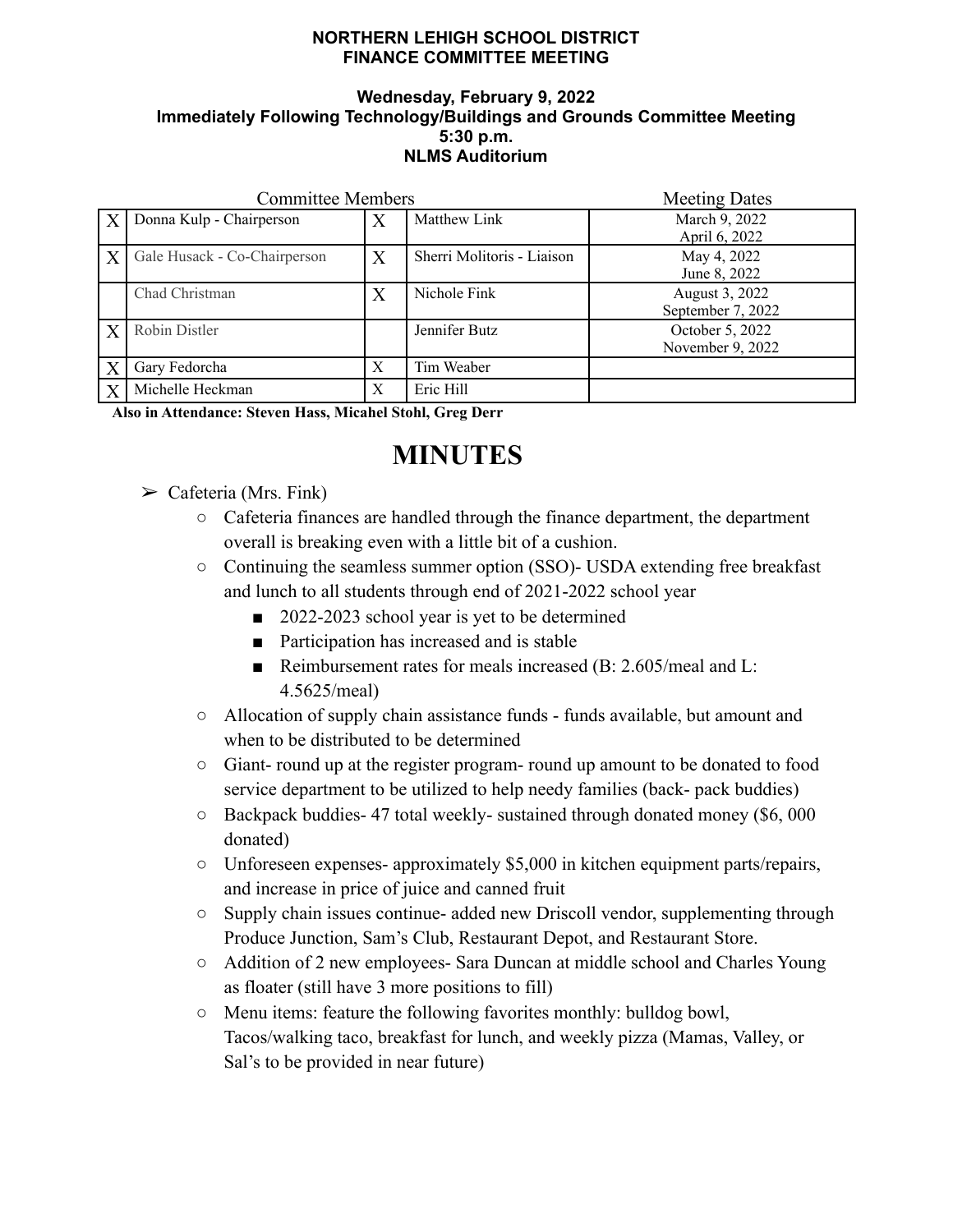**NORTHERN LEHIGH SCHOOL DISTRICT**
**FINANCE COMMITTEE MEETING**

**Wednesday, February 9, 2022**
**Immediately Following Technology/Buildings and Grounds Committee Meeting**
**5:30 p.m.**
**NLMS Auditorium**

| Committee Members | | | | Meeting Dates |
|---|---|---|---|---|
| X | Donna Kulp - Chairperson | X | Matthew Link | March 9, 2022<br>April 6, 2022 |
| X | Gale Husack - Co-Chairperson | X | Sherri Molitoris - Liaison | May 4, 2022<br>June 8, 2022 |
| | Chad Christman | X | Nichole Fink | August 3, 2022<br>September 7, 2022 |
| X | Robin Distler | | Jennifer Butz | October 5, 2022<br>November 9, 2022 |
| X | Gary Fedorcha | X | Tim Weaber | |
| X | Michelle Heckman | X | Eric Hill | |

**Also in Attendance: Steven Hass, Micahel Stohl, Greg Derr**

# MINUTES

- ➢ Cafeteria (Mrs. Fink)
  - Cafeteria finances are handled through the finance department, the department overall is breaking even with a little bit of a cushion.
  - Continuing the seamless summer option (SSO)- USDA extending free breakfast and lunch to all students through end of 2021-2022 school year
    - 2022-2023 school year is yet to be determined
    - Participation has increased and is stable
    - Reimbursement rates for meals increased (B: 2.605/meal and L: 4.5625/meal)
  - Allocation of supply chain assistance funds - funds available, but amount and when to be distributed to be determined
  - Giant- round up at the register program- round up amount to be donated to food service department to be utilized to help needy families (back- pack buddies)
  - Backpack buddies- 47 total weekly- sustained through donated money ($6, 000 donated)
  - Unforeseen expenses- approximately $5,000 in kitchen equipment parts/repairs, and increase in price of juice and canned fruit
  - Supply chain issues continue- added new Driscoll vendor, supplementing through Produce Junction, Sam's Club, Restaurant Depot, and Restaurant Store.
  - Addition of 2 new employees- Sara Duncan at middle school and Charles Young as floater (still have 3 more positions to fill)
  - Menu items: feature the following favorites monthly: bulldog bowl, Tacos/walking taco, breakfast for lunch, and weekly pizza (Mamas, Valley, or Sal's to be provided in near future)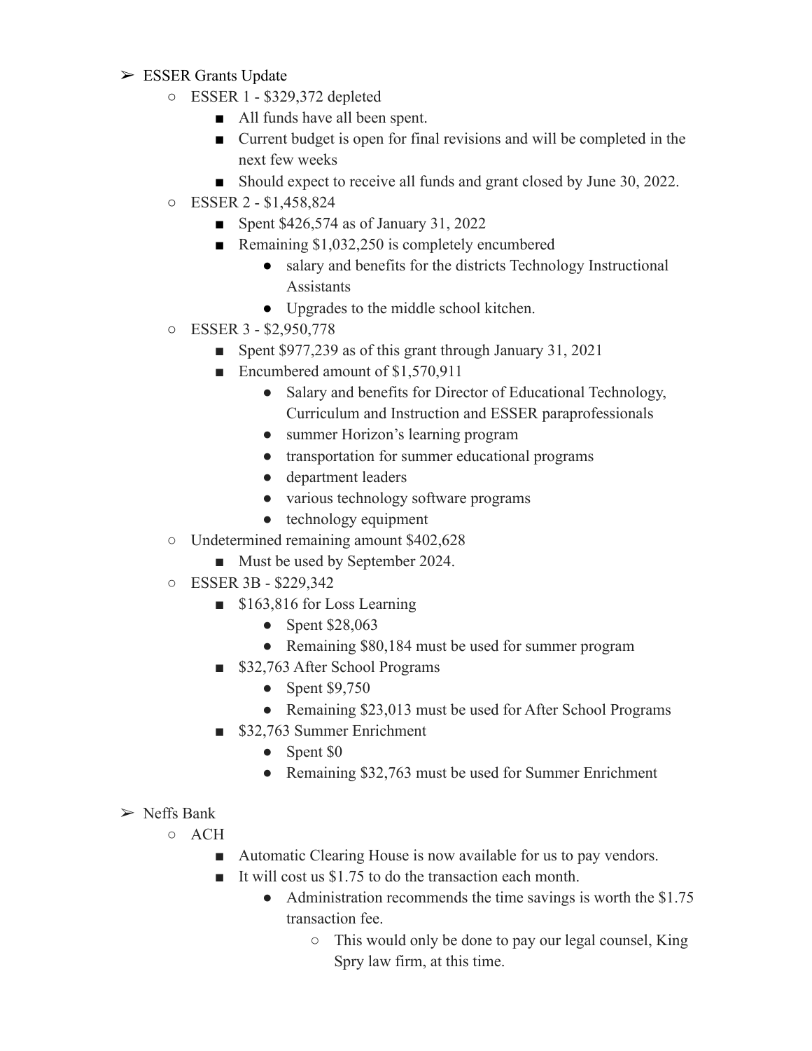- ESSER Grants Update
  - ESSER 1 - $329,372 depleted
    - All funds have all been spent.
    - Current budget is open for final revisions and will be completed in the next few weeks
    - Should expect to receive all funds and grant closed by June 30, 2022.
  - ESSER 2 - $1,458,824
    - Spent $426,574 as of January 31, 2022
    - Remaining $1,032,250 is completely encumbered
      - salary and benefits for the districts Technology Instructional Assistants
      - Upgrades to the middle school kitchen.
  - ESSER 3 - $2,950,778
    - Spent $977,239 as of this grant through January 31, 2021
    - Encumbered amount of $1,570,911
      - Salary and benefits for Director of Educational Technology, Curriculum and Instruction and ESSER paraprofessionals
      - summer Horizon's learning program
      - transportation for summer educational programs
      - department leaders
      - various technology software programs
      - technology equipment
  - Undetermined remaining amount $402,628
    - Must be used by September 2024.
  - ESSER 3B - $229,342
    - $163,816 for Loss Learning
      - Spent $28,063
      - Remaining $80,184 must be used for summer program
    - $32,763 After School Programs
      - Spent $9,750
      - Remaining $23,013 must be used for After School Programs
    - $32,763 Summer Enrichment
      - Spent $0
      - Remaining $32,763 must be used for Summer Enrichment

- Neffs Bank
  - ACH
    - Automatic Clearing House is now available for us to pay vendors.
    - It will cost us $1.75 to do the transaction each month.
      - Administration recommends the time savings is worth the $1.75 transaction fee.
        - This would only be done to pay our legal counsel, King Spry law firm, at this time.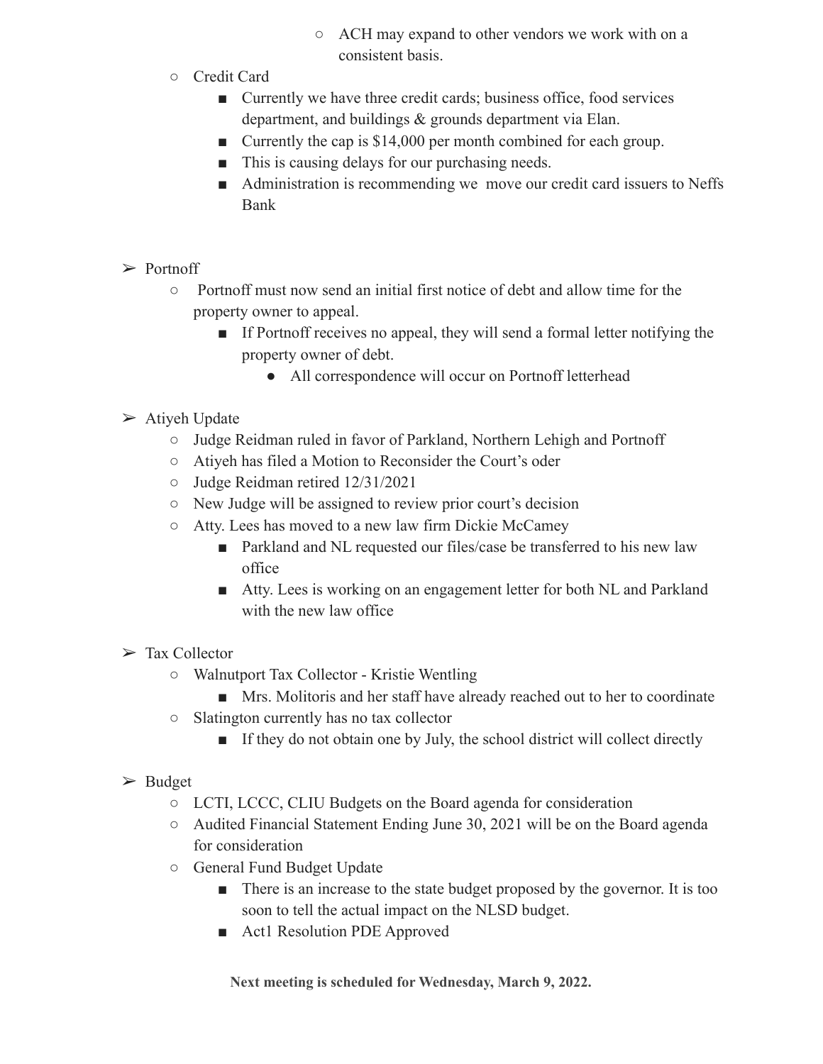- ACH may expand to other vendors we work with on a consistent basis.
    - Credit Card
        - Currently we have three credit cards; business office, food services department, and buildings & grounds department via Elan.
        - Currently the cap is $14,000 per month combined for each group.
        - This is causing delays for our purchasing needs.
        - Administration is recommending we  move our credit card issuers to Neffs Bank

- Portnoff
    - Portnoff must now send an initial first notice of debt and allow time for the property owner to appeal.
        - If Portnoff receives no appeal, they will send a formal letter notifying the property owner of debt.
            - All correspondence will occur on Portnoff letterhead

- Atiyeh Update
    - Judge Reidman ruled in favor of Parkland, Northern Lehigh and Portnoff
    - Atiyeh has filed a Motion to Reconsider the Court's oder
    - Judge Reidman retired 12/31/2021
    - New Judge will be assigned to review prior court's decision
    - Atty. Lees has moved to a new law firm Dickie McCamey
        - Parkland and NL requested our files/case be transferred to his new law office
        - Atty. Lees is working on an engagement letter for both NL and Parkland with the new law office

- Tax Collector
    - Walnutport Tax Collector - Kristie Wentling
        - Mrs. Molitoris and her staff have already reached out to her to coordinate
    - Slatington currently has no tax collector
        - If they do not obtain one by July, the school district will collect directly

- Budget
    - LCTI, LCCC, CLIU Budgets on the Board agenda for consideration
    - Audited Financial Statement Ending June 30, 2021 will be on the Board agenda for consideration
    - General Fund Budget Update
        - There is an increase to the state budget proposed by the governor. It is too soon to tell the actual impact on the NLSD budget.
        - Act1 Resolution PDE Approved

**Next meeting is scheduled for Wednesday, March 9, 2022.**